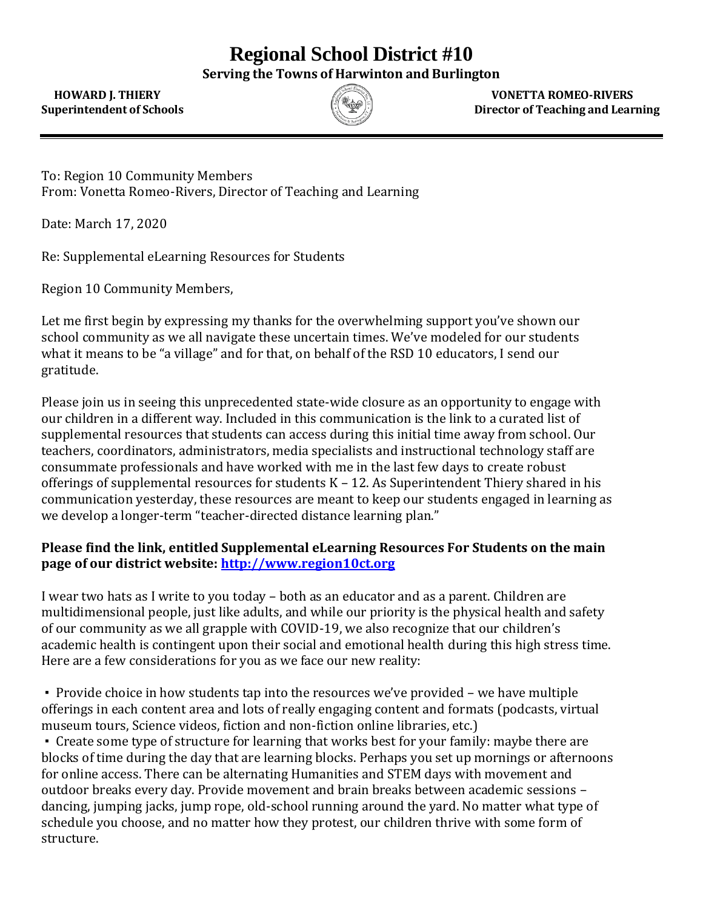# Regional School District #10

**Serving the Towns of Harwinton and Burlington**

**HOWARD J. THIERY**
**Superintendent of Schools**

**VONETTA ROMEO-RIVERS**
**Director of Teaching and Learning**

---

To: Region 10 Community Members
From: Vonetta Romeo-Rivers, Director of Teaching and Learning

Date: March 17, 2020

Re: Supplemental eLearning Resources for Students

Region 10 Community Members,

Let me first begin by expressing my thanks for the overwhelming support you've shown our school community as we all navigate these uncertain times. We've modeled for our students what it means to be "a village" and for that, on behalf of the RSD 10 educators, I send our gratitude.

Please join us in seeing this unprecedented state-wide closure as an opportunity to engage with our children in a different way. Included in this communication is the link to a curated list of supplemental resources that students can access during this initial time away from school. Our teachers, coordinators, administrators, media specialists and instructional technology staff are consummate professionals and have worked with me in the last few days to create robust offerings of supplemental resources for students K – 12. As Superintendent Thiery shared in his communication yesterday, these resources are meant to keep our students engaged in learning as we develop a longer-term "teacher-directed distance learning plan."

**Please find the link, entitled Supplemental eLearning Resources For Students on the main page of our district website: [http://www.region10ct.org](http://www.region10ct.org)**

I wear two hats as I write to you today – both as an educator and as a parent. Children are multidimensional people, just like adults, and while our priority is the physical health and safety of our community as we all grapple with COVID-19, we also recognize that our children's academic health is contingent upon their social and emotional health during this high stress time. Here are a few considerations for you as we face our new reality:

- Provide choice in how students tap into the resources we've provided – we have multiple offerings in each content area and lots of really engaging content and formats (podcasts, virtual museum tours, Science videos, fiction and non-fiction online libraries, etc.)
- Create some type of structure for learning that works best for your family: maybe there are blocks of time during the day that are learning blocks. Perhaps you set up mornings or afternoons for online access. There can be alternating Humanities and STEM days with movement and outdoor breaks every day. Provide movement and brain breaks between academic sessions – dancing, jumping jacks, jump rope, old-school running around the yard. No matter what type of schedule you choose, and no matter how they protest, our children thrive with some form of structure.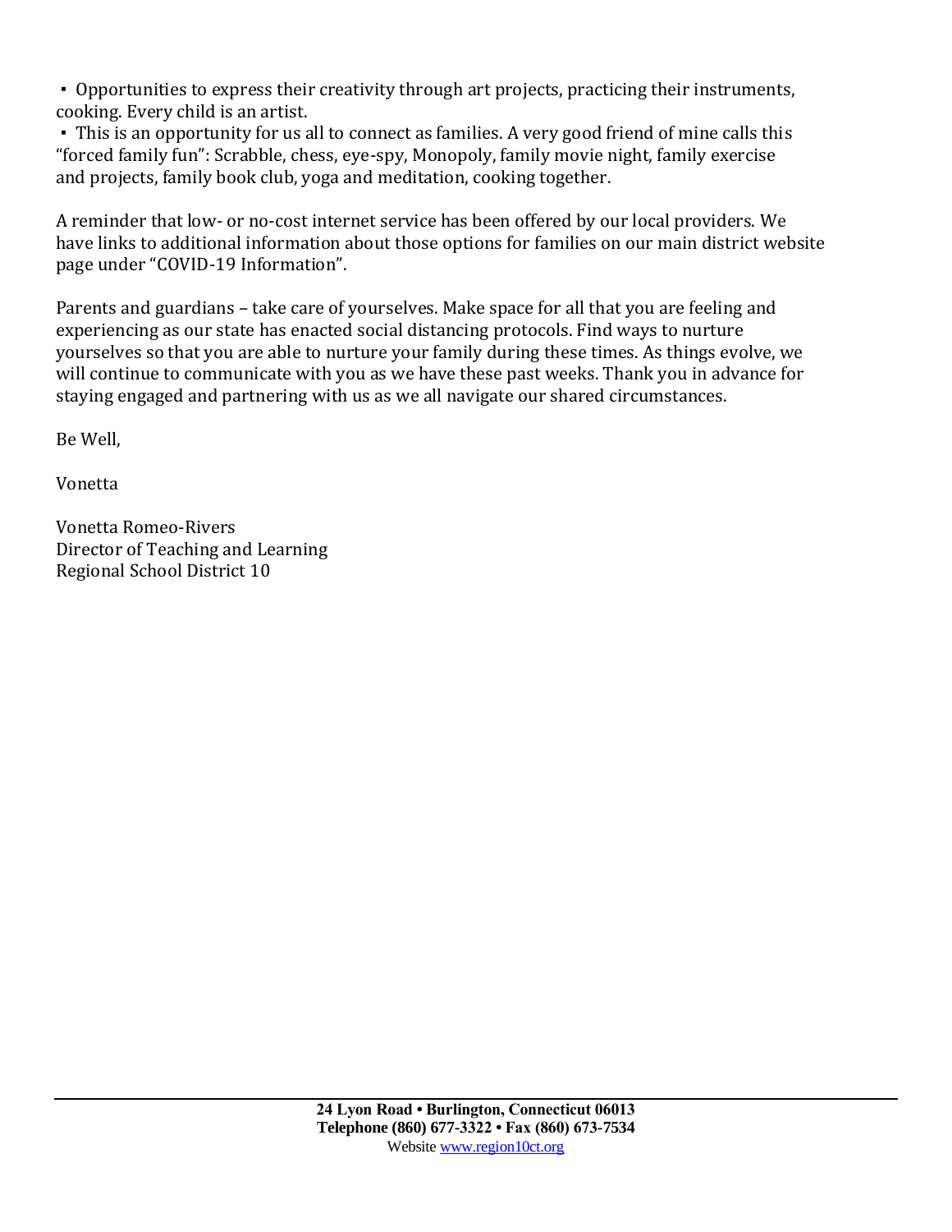- Opportunities to express their creativity through art projects, practicing their instruments, cooking. Every child is an artist.
- This is an opportunity for us all to connect as families. A very good friend of mine calls this "forced family fun": Scrabble, chess, eye-spy, Monopoly, family movie night, family exercise and projects, family book club, yoga and meditation, cooking together.

A reminder that low- or no-cost internet service has been offered by our local providers. We have links to additional information about those options for families on our main district website page under "COVID-19 Information".

Parents and guardians – take care of yourselves. Make space for all that you are feeling and experiencing as our state has enacted social distancing protocols. Find ways to nurture yourselves so that you are able to nurture your family during these times. As things evolve, we will continue to communicate with you as we have these past weeks. Thank you in advance for staying engaged and partnering with us as we all navigate our shared circumstances.

Be Well,

Vonetta

Vonetta Romeo-Rivers  
Director of Teaching and Learning  
Regional School District 10

**24 Lyon Road • Burlington, Connecticut 06013**  
**Telephone (860) 677-3322 • Fax (860) 673-7534**  
Website www.region10ct.org